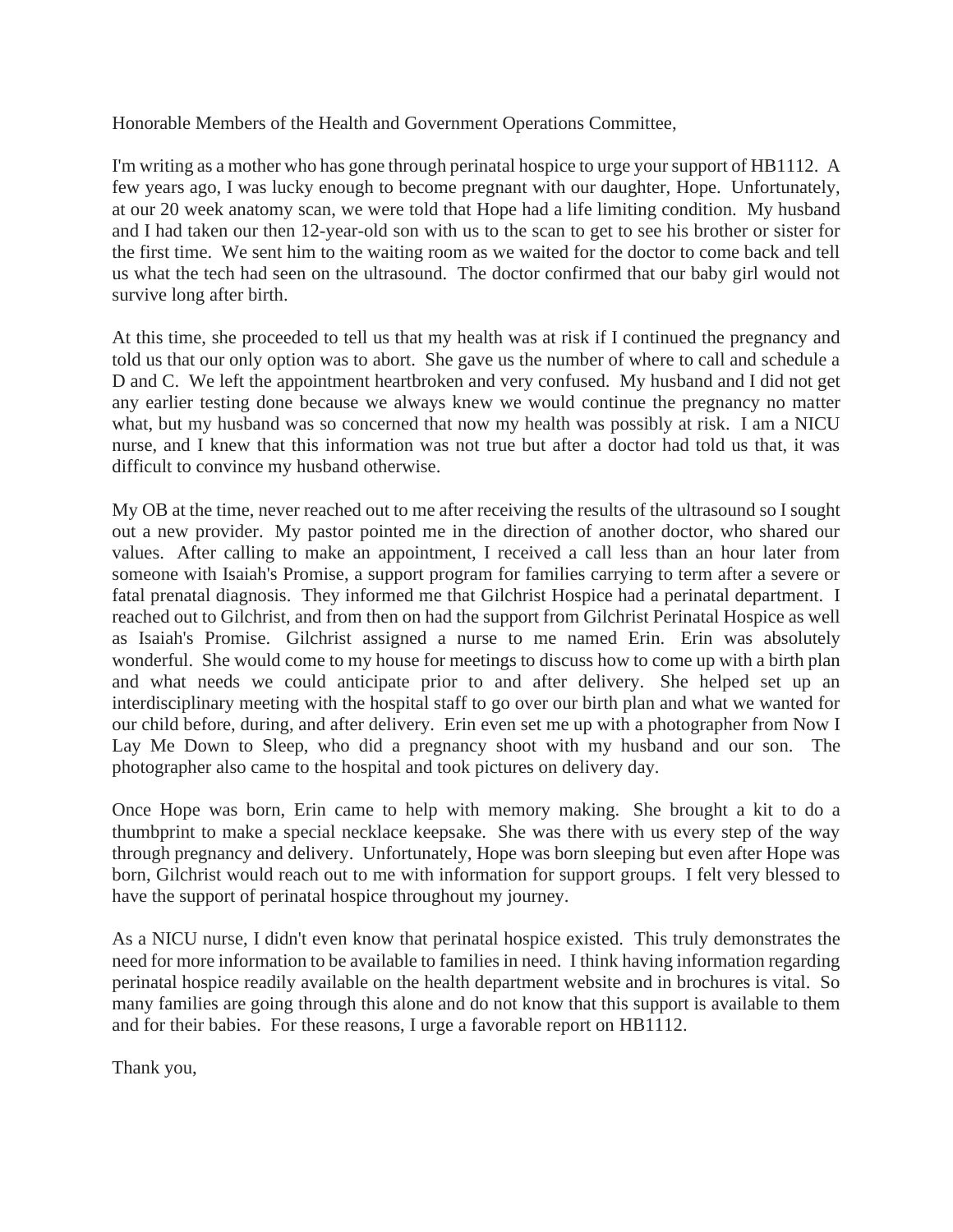Honorable Members of the Health and Government Operations Committee,

I'm writing as a mother who has gone through perinatal hospice to urge your support of HB1112. A few years ago, I was lucky enough to become pregnant with our daughter, Hope. Unfortunately, at our 20 week anatomy scan, we were told that Hope had a life limiting condition. My husband and I had taken our then 12-year-old son with us to the scan to get to see his brother or sister for the first time. We sent him to the waiting room as we waited for the doctor to come back and tell us what the tech had seen on the ultrasound. The doctor confirmed that our baby girl would not survive long after birth.

At this time, she proceeded to tell us that my health was at risk if I continued the pregnancy and told us that our only option was to abort. She gave us the number of where to call and schedule a D and C. We left the appointment heartbroken and very confused. My husband and I did not get any earlier testing done because we always knew we would continue the pregnancy no matter what, but my husband was so concerned that now my health was possibly at risk. I am a NICU nurse, and I knew that this information was not true but after a doctor had told us that, it was difficult to convince my husband otherwise.

My OB at the time, never reached out to me after receiving the results of the ultrasound so I sought out a new provider. My pastor pointed me in the direction of another doctor, who shared our values. After calling to make an appointment, I received a call less than an hour later from someone with Isaiah's Promise, a support program for families carrying to term after a severe or fatal prenatal diagnosis. They informed me that Gilchrist Hospice had a perinatal department. I reached out to Gilchrist, and from then on had the support from Gilchrist Perinatal Hospice as well as Isaiah's Promise. Gilchrist assigned a nurse to me named Erin. Erin was absolutely wonderful. She would come to my house for meetings to discuss how to come up with a birth plan and what needs we could anticipate prior to and after delivery. She helped set up an interdisciplinary meeting with the hospital staff to go over our birth plan and what we wanted for our child before, during, and after delivery. Erin even set me up with a photographer from Now I Lay Me Down to Sleep, who did a pregnancy shoot with my husband and our son. The photographer also came to the hospital and took pictures on delivery day.

Once Hope was born, Erin came to help with memory making. She brought a kit to do a thumbprint to make a special necklace keepsake. She was there with us every step of the way through pregnancy and delivery. Unfortunately, Hope was born sleeping but even after Hope was born, Gilchrist would reach out to me with information for support groups. I felt very blessed to have the support of perinatal hospice throughout my journey.

As a NICU nurse, I didn't even know that perinatal hospice existed. This truly demonstrates the need for more information to be available to families in need. I think having information regarding perinatal hospice readily available on the health department website and in brochures is vital. So many families are going through this alone and do not know that this support is available to them and for their babies. For these reasons, I urge a favorable report on HB1112.

Thank you,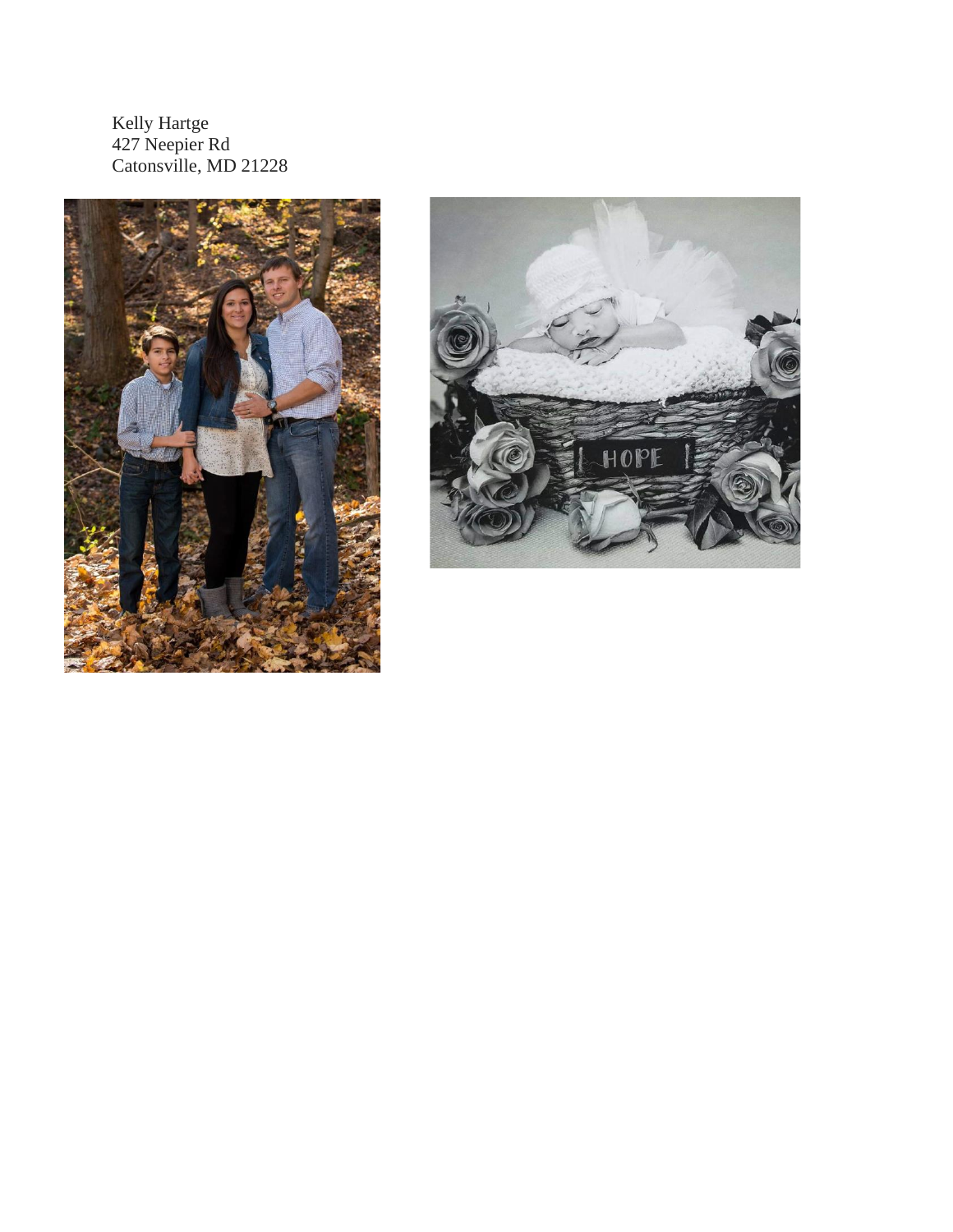Kelly Hartge
427 Neepier Rd
Catonsville, MD 21228